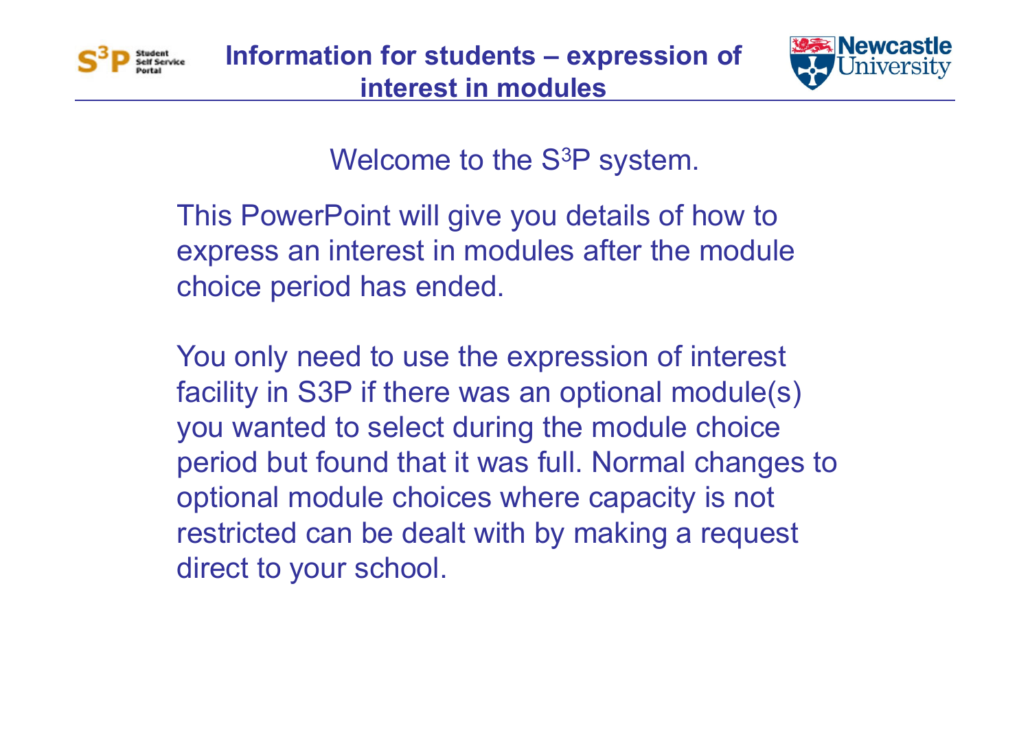# Information for students – expression of interest in modules

Welcome to the S$^3$P system.

This PowerPoint will give you details of how to express an interest in modules after the module choice period has ended.

You only need to use the expression of interest facility in S3P if there was an optional module(s) you wanted to select during the module choice period but found that it was full. Normal changes to optional module choices where capacity is not restricted can be dealt with by making a request direct to your school.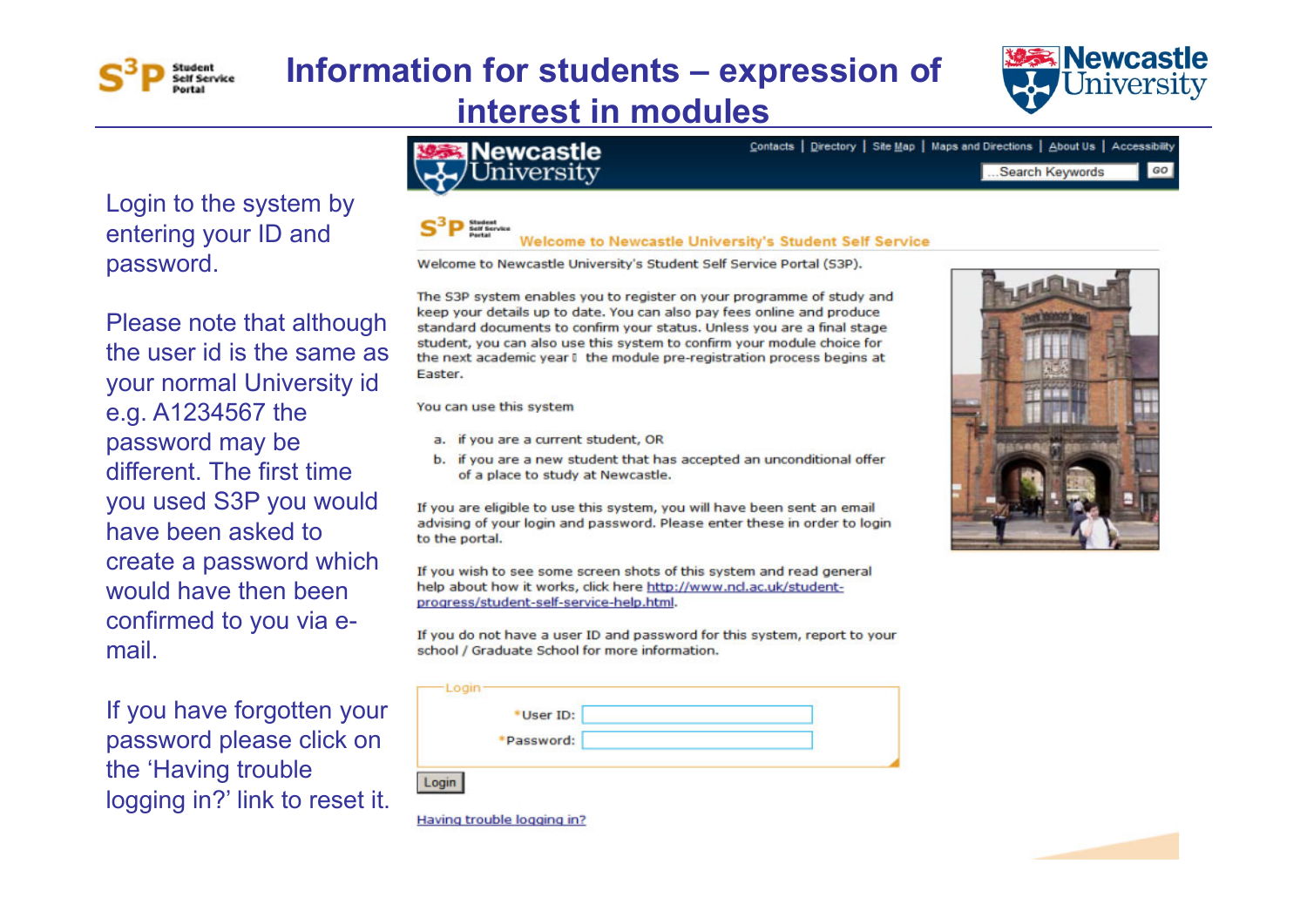# Information for students – expression of interest in modules

Login to the system by entering your ID and password.

Please note that although the user id is the same as your normal University id e.g. A1234567 the password may be different. The first time you used S3P you would have been asked to create a password which would have then been confirmed to you via e-mail.

If you have forgotten your password please click on the 'Having trouble logging in?' link to reset it.

Contacts | Directory | Site Map | Maps and Directions | About Us | Accessibility

Search Keywords GO

## Welcome to Newcastle University's Student Self Service

Welcome to Newcastle University's Student Self Service Portal (S3P).

The S3P system enables you to register on your programme of study and keep your details up to date. You can also pay fees online and produce standard documents to confirm your status. Unless you are a final stage student, you can also use this system to confirm your module choice for the next academic year  the module pre-registration process begins at Easter.

You can use this system

a. if you are a current student, OR
b. if you are a new student that has accepted an unconditional offer of a place to study at Newcastle.

If you are eligible to use this system, you will have been sent an email advising of your login and password. Please enter these in order to login to the portal.

If you wish to see some screen shots of this system and read general help about how it works, click here http://www.ncl.ac.uk/student-progress/student-self-service-help.html.

If you do not have a user ID and password for this system, report to your school / Graduate School for more information.

Login

*User ID:

*Password:

Login

Having trouble logging in?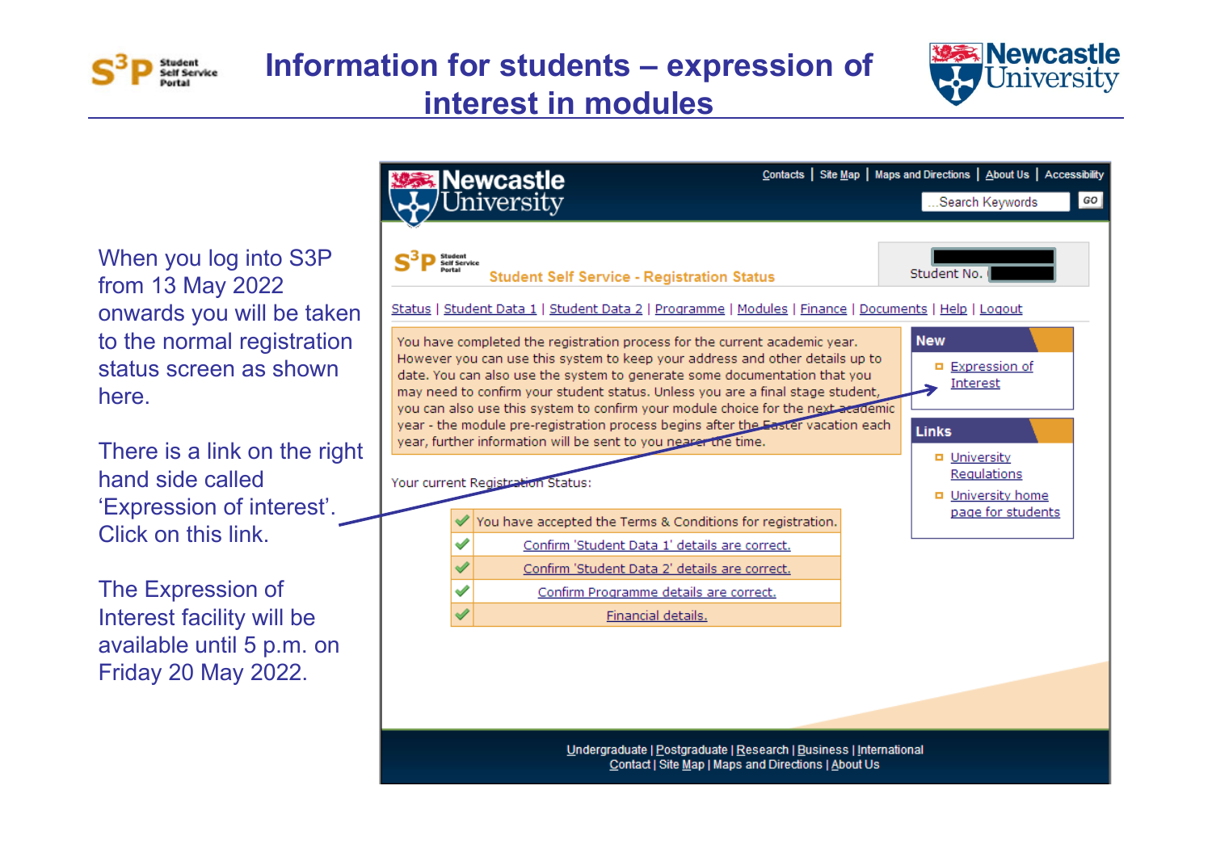# Information for students – expression of interest in modules

When you log into S3P from 13 May 2022 onwards you will be taken to the normal registration status screen as shown here.

There is a link on the right hand side called 'Expression of interest'. Click on this link.

The Expression of Interest facility will be available until 5 p.m. on Friday 20 May 2022.

Contacts | Site Map | Maps and Directions | About Us | Accessibility

Student Self Service - Registration Status

Student No.

Status | Student Data 1 | Student Data 2 | Programme | Modules | Finance | Documents | Help | Logout

You have completed the registration process for the current academic year. However you can use this system to keep your address and other details up to date. You can also use the system to generate some documentation that you may need to confirm your student status. Unless you are a final stage student, you can also use this system to confirm your module choice for the next academic year - the module pre-registration process begins after the Easter vacation each year, further information will be sent to you nearer the time.

Your current Registration Status:

- ✓ You have accepted the Terms & Conditions for registration.
- ✓ Confirm 'Student Data 1' details are correct.
- ✓ Confirm 'Student Data 2' details are correct.
- ✓ Confirm Programme details are correct.
- ✓ Financial details.

**New**

- Expression of Interest

**Links**

- University Regulations
- University home page for students

Undergraduate | Postgraduate | Research | Business | International
Contact | Site Map | Maps and Directions | About Us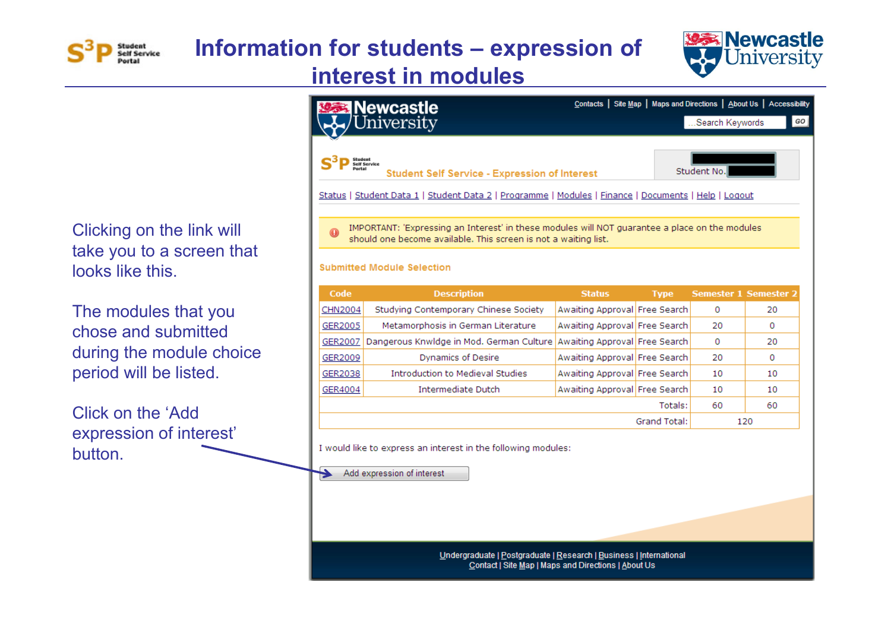# Information for students – expression of interest in modules

Clicking on the link will take you to a screen that looks like this.

The modules that you chose and submitted during the module choice period will be listed.

Click on the 'Add expression of interest' button.

Newcastle University

Contacts | Site Map | Maps and Directions | About Us | Accessibility

Search Keywords GO

Student Self Service - Expression of Interest

Student No.

Status | Student Data 1 | Student Data 2 | Programme | Modules | Finance | Documents | Help | Logout

IMPORTANT: 'Expressing an Interest' in these modules will NOT guarantee a place on the modules should one become available. This screen is not a waiting list.

**Submitted Module Selection**

| Code | Description | Status | Type | Semester 1 | Semester 2 |
|---|---|---|---|---|---|
| CHN2004 | Studying Contemporary Chinese Society | Awaiting Approval | Free Search | 0 | 20 |
| GER2005 | Metamorphosis in German Literature | Awaiting Approval | Free Search | 20 | 0 |
| GER2007 | Dangerous Knwldge in Mod. German Culture | Awaiting Approval | Free Search | 0 | 20 |
| GER2009 | Dynamics of Desire | Awaiting Approval | Free Search | 20 | 0 |
| GER2038 | Introduction to Medieval Studies | Awaiting Approval | Free Search | 10 | 10 |
| GER4004 | Intermediate Dutch | Awaiting Approval | Free Search | 10 | 10 |
| | | | Totals: | 60 | 60 |
| | | | Grand Total: | 120 | |

I would like to express an interest in the following modules:

Add expression of interest

Undergraduate | Postgraduate | Research | Business | International
Contact | Site Map | Maps and Directions | About Us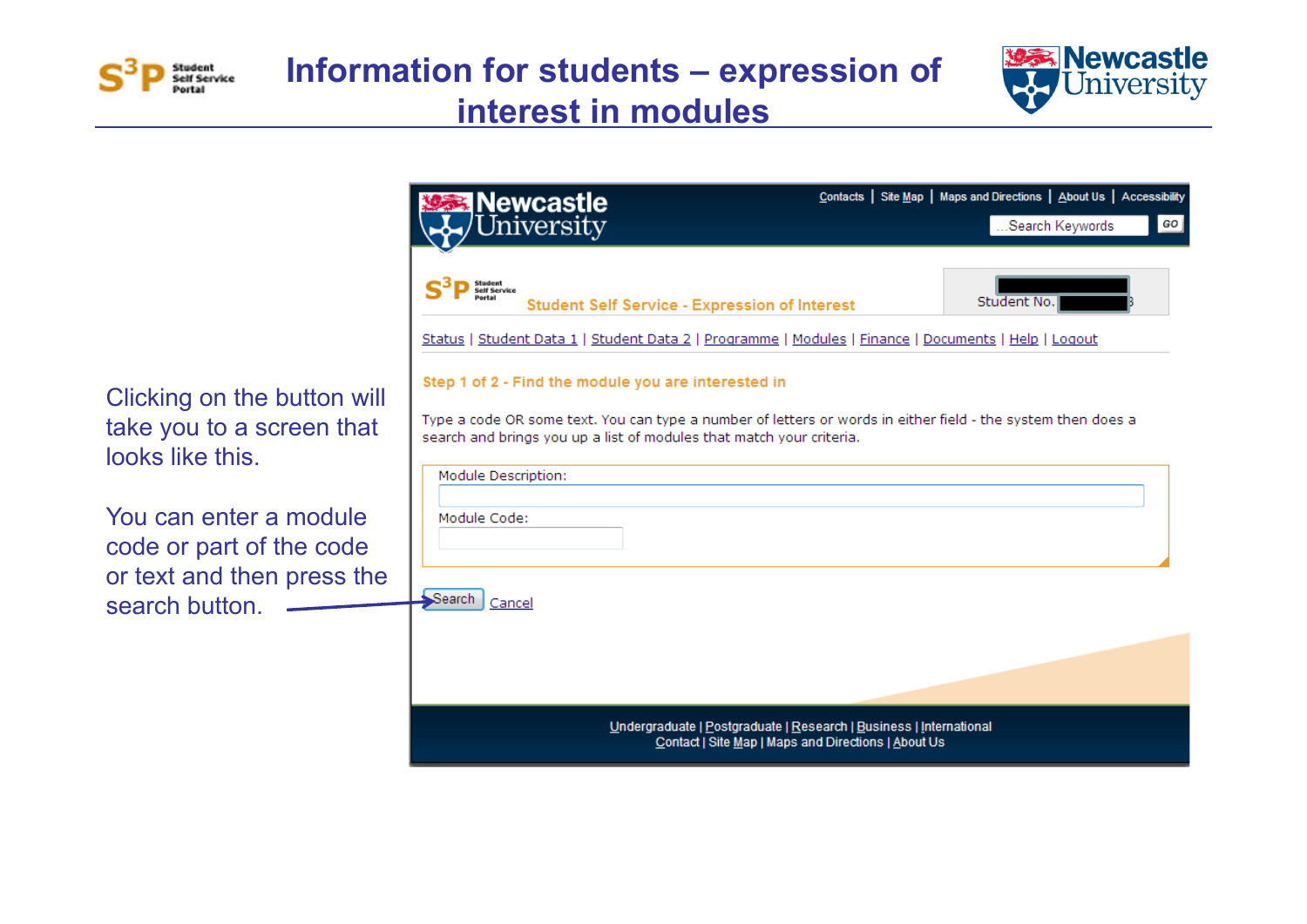# Information for students – expression of interest in modules

Clicking on the button will take you to a screen that looks like this.

You can enter a module code or part of the code or text and then press the search button.

Contacts | Site Map | Maps and Directions | About Us | Accessibility

Search Keywords GO

Student Self Service - Expression of Interest

Student No.

Status | Student Data 1 | Student Data 2 | Programme | Modules | Finance | Documents | Help | Logout

Step 1 of 2 - Find the module you are interested in

Type a code OR some text. You can type a number of letters or words in either field - the system then does a search and brings you up a list of modules that match your criteria.

Module Description:

Module Code:

Search Cancel

Undergraduate | Postgraduate | Research | Business | International
Contact | Site Map | Maps and Directions | About Us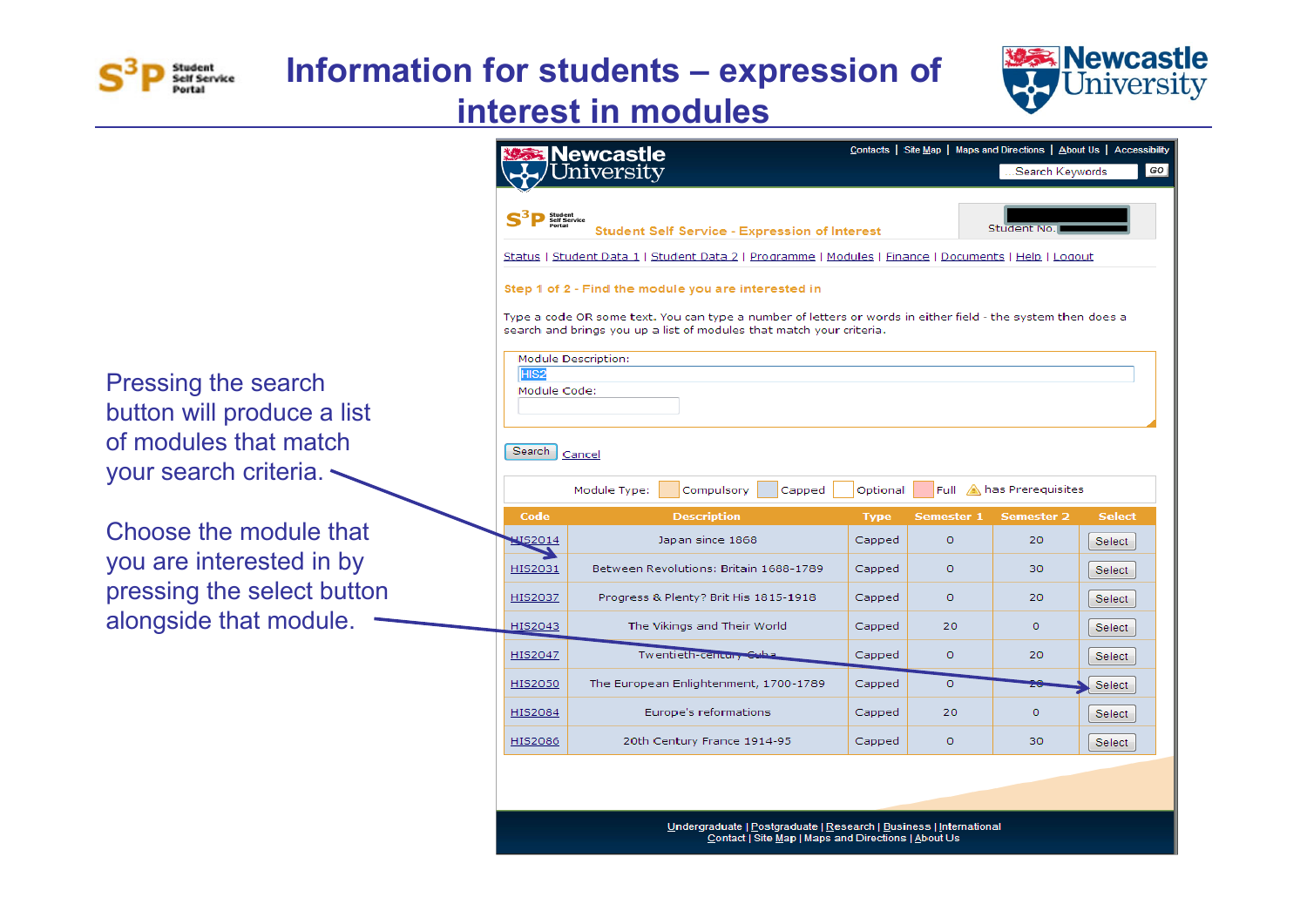# Information for students – expression of interest in modules

Pressing the search button will produce a list of modules that match your search criteria.

Choose the module that you are interested in by pressing the select button alongside that module.

Contacts | Site Map | Maps and Directions | About Us | Accessibility

Student Self Service - Expression of Interest

Student No.

Status | Student Data 1 | Student Data 2 | Programme | Modules | Finance | Documents | Help | Logout

Step 1 of 2 - Find the module you are interested in

Type a code OR some text. You can type a number of letters or words in either field - the system then does a search and brings you up a list of modules that match your criteria.

Module Description: HIS2

Module Code:

Search | Cancel

Module Type: Compulsory | Capped | Optional | Full | has Prerequisites

| Code | Description | Type | Semester 1 | Semester 2 | Select |
|---|---|---|---|---|---|
| HIS2014 | Japan since 1868 | Capped | 0 | 20 | Select |
| HIS2031 | Between Revolutions: Britain 1688-1789 | Capped | 0 | 30 | Select |
| HIS2037 | Progress & Plenty? Brit His 1815-1918 | Capped | 0 | 20 | Select |
| HIS2043 | The Vikings and Their World | Capped | 20 | 0 | Select |
| HIS2047 | Twentieth-century Cuba | Capped | 0 | 20 | Select |
| HIS2050 | The European Enlightenment, 1700-1789 | Capped | 0 | 20 | Select |
| HIS2084 | Europe's reformations | Capped | 20 | 0 | Select |
| HIS2086 | 20th Century France 1914-95 | Capped | 0 | 30 | Select |

Undergraduate | Postgraduate | Research | Business | International
Contact | Site Map | Maps and Directions | About Us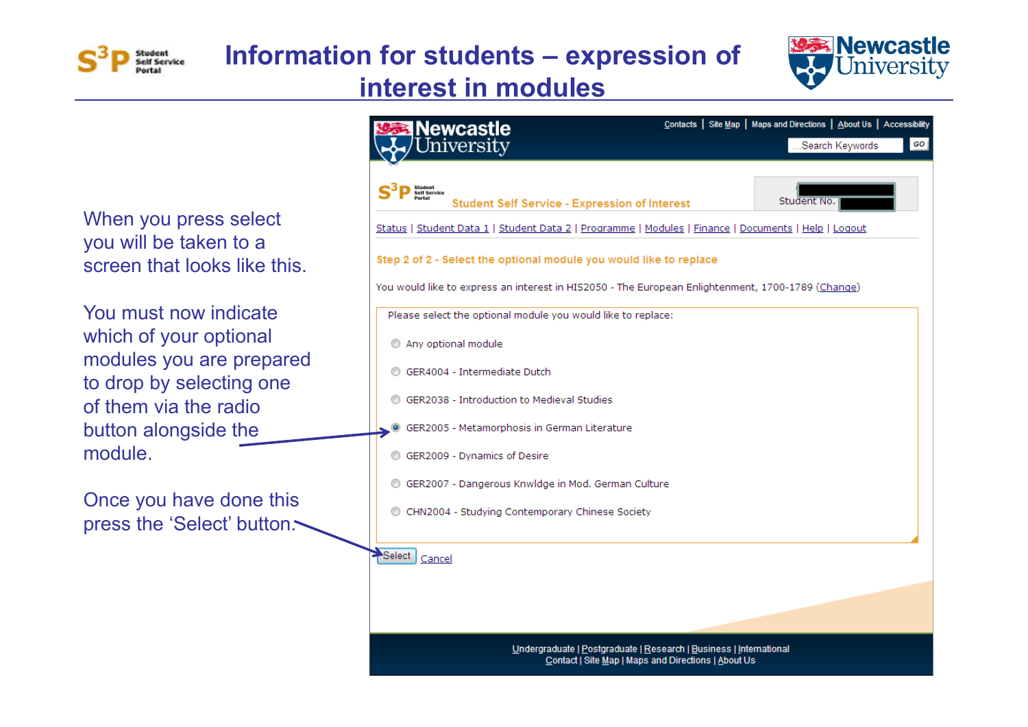# Information for students – expression of interest in modules

When you press select you will be taken to a screen that looks like this.

You must now indicate which of your optional modules you are prepared to drop by selecting one of them via the radio button alongside the module.

Once you have done this press the 'Select' button.

Newcastle University

Contacts | Site Map | Maps and Directions | About Us | Accessibility

Search Keywords GO

Student Self Service - Expression of Interest

Student No.

Status | Student Data 1 | Student Data 2 | Programme | Modules | Finance | Documents | Help | Logout

**Step 2 of 2 - Select the optional module you would like to replace**

You would like to express an interest in HIS2050 - The European Enlightenment, 1700-1789 (Change)

Please select the optional module you would like to replace:

- ○ Any optional module
- ○ GER4004 - Intermediate Dutch
- ○ GER2038 - Introduction to Medieval Studies
- ◉ GER2005 - Metamorphosis in German Literature
- ○ GER2009 - Dynamics of Desire
- ○ GER2007 - Dangerous Knwldge in Mod. German Culture
- ○ CHN2004 - Studying Contemporary Chinese Society

Select Cancel

Undergraduate | Postgraduate | Research | Business | International
Contact | Site Map | Maps and Directions | About Us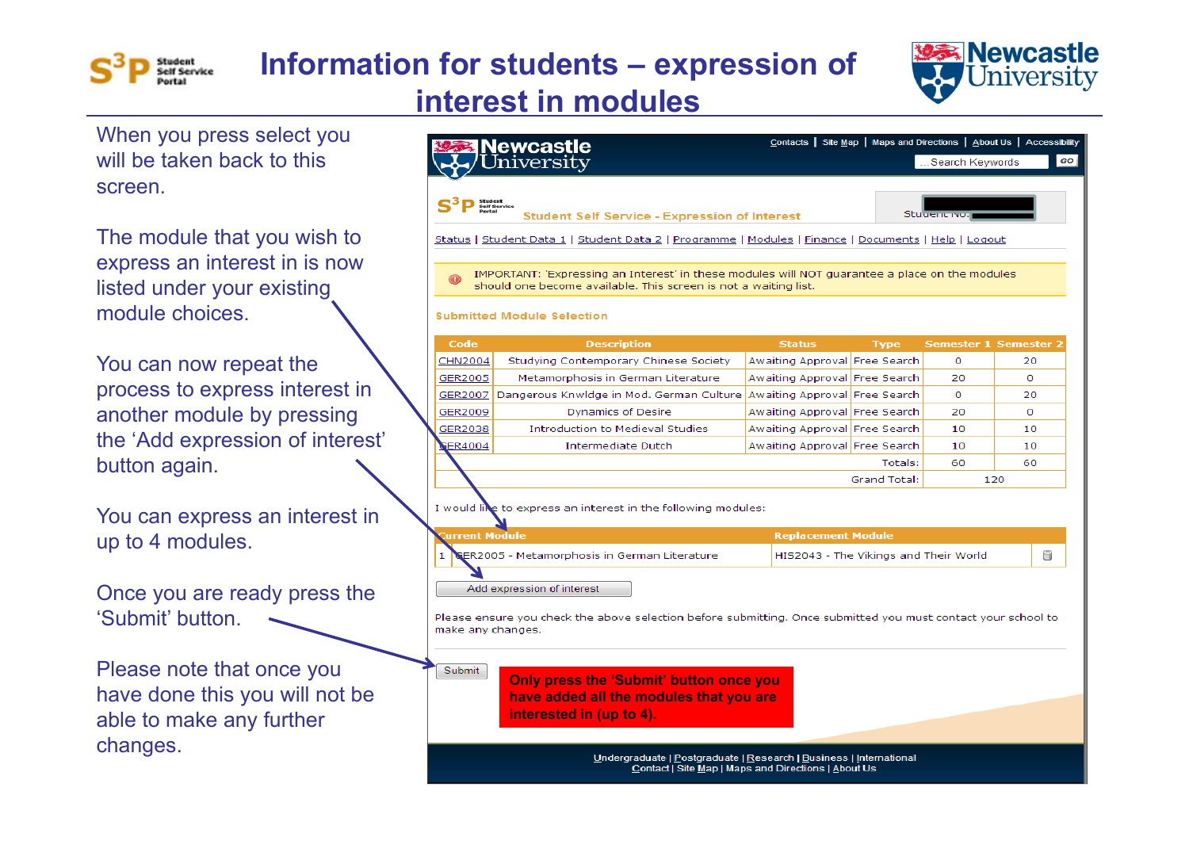# Information for students – expression of interest in modules

When you press select you will be taken back to this screen.

The module that you wish to express an interest in is now listed under your existing module choices.

You can now repeat the process to express interest in another module by pressing the 'Add expression of interest' button again.

You can express an interest in up to 4 modules.

Once you are ready press the 'Submit' button.

Please note that once you have done this you will not be able to make any further changes.

Contacts | Site Map | Maps and Directions | About Us | Accessibility

Student Self Service - Expression of Interest

Status | Student Data 1 | Student Data 2 | Programme | Modules | Finance | Documents | Help | Logout

IMPORTANT: 'Expressing an Interest' in these modules will NOT guarantee a place on the modules should one become available. This screen is not a waiting list.

**Submitted Module Selection**

| Code | Description | Status | Type | Semester 1 | Semester 2 |
|---|---|---|---|---|---|
| CHN2004 | Studying Contemporary Chinese Society | Awaiting Approval | Free Search | 0 | 20 |
| GER2005 | Metamorphosis in German Literature | Awaiting Approval | Free Search | 20 | 0 |
| GER2007 | Dangerous Knwldge in Mod. German Culture | Awaiting Approval | Free Search | 0 | 20 |
| GER2009 | Dynamics of Desire | Awaiting Approval | Free Search | 20 | 0 |
| GER2038 | Introduction to Medieval Studies | Awaiting Approval | Free Search | 10 | 10 |
| GER4004 | Intermediate Dutch | Awaiting Approval | Free Search | 10 | 10 |
| | | | Totals: | 60 | 60 |
| | | | Grand Total: | 120 | |

I would like to express an interest in the following modules:

| | Current Module | Replacement Module |
|---|---|---|
| 1 | GER2005 - Metamorphosis in German Literature | HIS2043 - The Vikings and Their World |

Add expression of interest

Please ensure you check the above selection before submitting. Once submitted you must contact your school to make any changes.

Submit

**Only press the 'Submit' button once you have added all the modules that you are interested in (up to 4).**

Undergraduate | Postgraduate | Research | Business | International
Contact | Site Map | Maps and Directions | About Us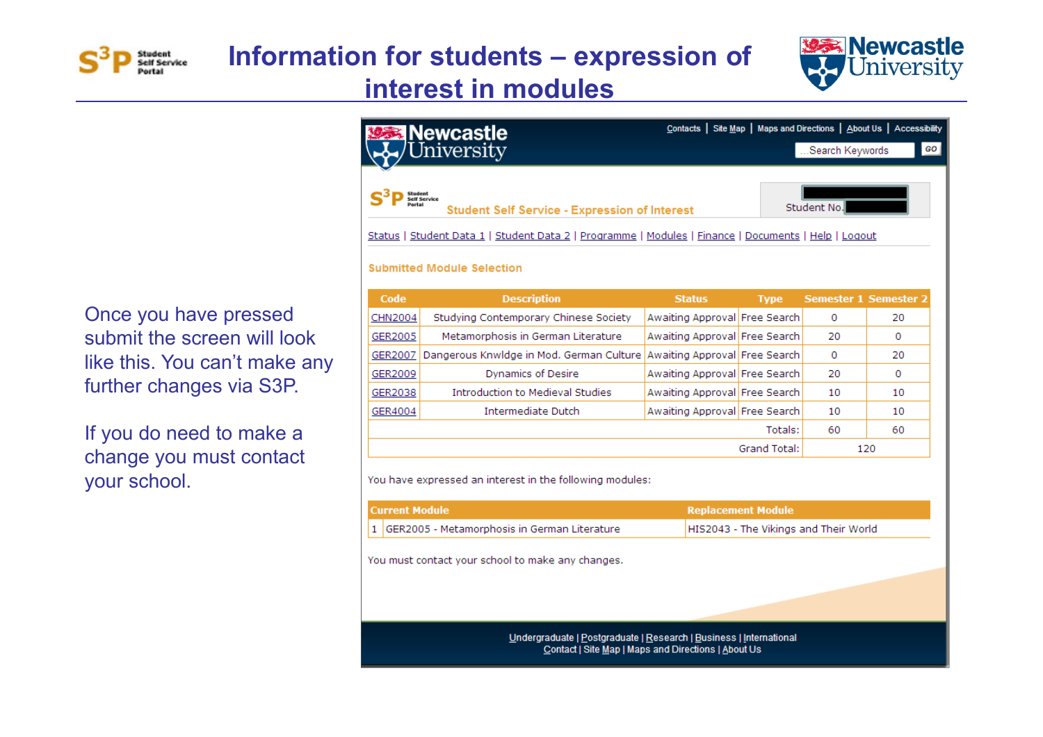# Information for students – expression of interest in modules

Once you have pressed submit the screen will look like this. You can't make any further changes via S3P.

If you do need to make a change you must contact your school.

Contacts | Site Map | Maps and Directions | About Us | Accessibility

Student Self Service - Expression of Interest

Student No.

Status | Student Data 1 | Student Data 2 | Programme | Modules | Finance | Documents | Help | Logout

**Submitted Module Selection**

| Code | Description | Status | Type | Semester 1 | Semester 2 |
|---|---|---|---|---|---|
| CHN2004 | Studying Contemporary Chinese Society | Awaiting Approval | Free Search | 0 | 20 |
| GER2005 | Metamorphosis in German Literature | Awaiting Approval | Free Search | 20 | 0 |
| GER2007 | Dangerous Knwldge in Mod. German Culture | Awaiting Approval | Free Search | 0 | 20 |
| GER2009 | Dynamics of Desire | Awaiting Approval | Free Search | 20 | 0 |
| GER2038 | Introduction to Medieval Studies | Awaiting Approval | Free Search | 10 | 10 |
| GER4004 | Intermediate Dutch | Awaiting Approval | Free Search | 10 | 10 |
| | | | Totals: | 60 | 60 |
| | | | Grand Total: | 120 | |

You have expressed an interest in the following modules:

| | Current Module | Replacement Module |
|---|---|---|
| 1 | GER2005 - Metamorphosis in German Literature | HIS2043 - The Vikings and Their World |

You must contact your school to make any changes.

Undergraduate | Postgraduate | Research | Business | International
Contact | Site Map | Maps and Directions | About Us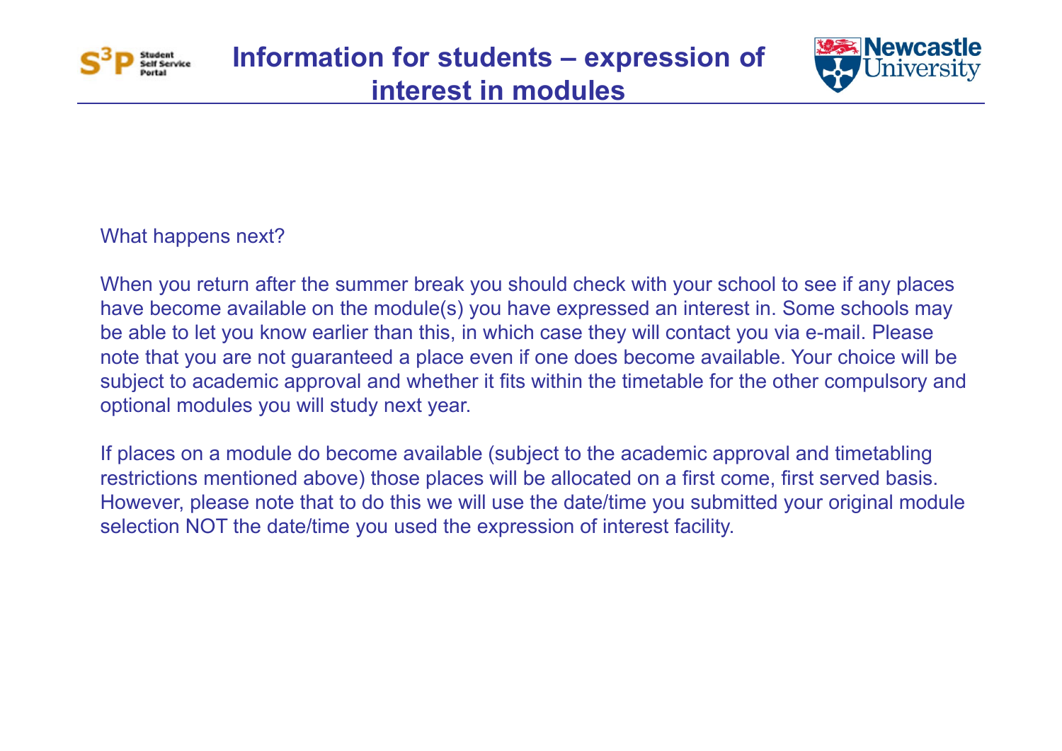# Information for students – expression of interest in modules

What happens next?

When you return after the summer break you should check with your school to see if any places have become available on the module(s) you have expressed an interest in. Some schools may be able to let you know earlier than this, in which case they will contact you via e-mail. Please note that you are not guaranteed a place even if one does become available. Your choice will be subject to academic approval and whether it fits within the timetable for the other compulsory and optional modules you will study next year.

If places on a module do become available (subject to the academic approval and timetabling restrictions mentioned above) those places will be allocated on a first come, first served basis. However, please note that to do this we will use the date/time you submitted your original module selection NOT the date/time you used the expression of interest facility.